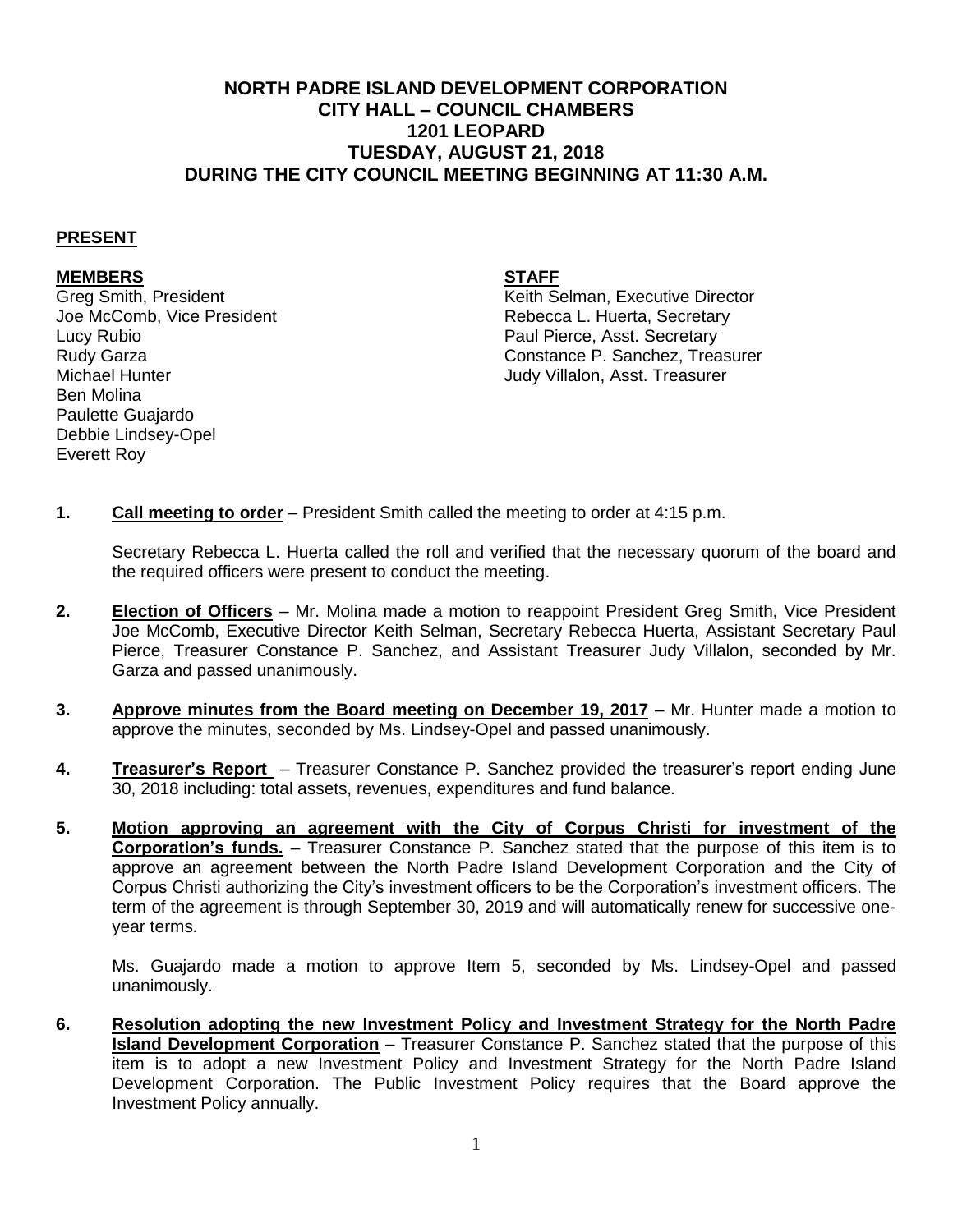# NORTH PADRE ISLAND DEVELOPMENT CORPORATION
## CITY HALL – COUNCIL CHAMBERS
## 1201 LEOPARD
## TUESDAY, AUGUST 21, 2018
## DURING THE CITY COUNCIL MEETING BEGINNING AT 11:30 A.M.

**PRESENT**

**MEMBERS**

Greg Smith, President
Joe McComb, Vice President
Lucy Rubio
Rudy Garza
Michael Hunter
Ben Molina
Paulette Guajardo
Debbie Lindsey-Opel
Everett Roy

**STAFF**

Keith Selman, Executive Director
Rebecca L. Huerta, Secretary
Paul Pierce, Asst. Secretary
Constance P. Sanchez, Treasurer
Judy Villalon, Asst. Treasurer

1. **Call meeting to order** – President Smith called the meeting to order at 4:15 p.m.

   Secretary Rebecca L. Huerta called the roll and verified that the necessary quorum of the board and the required officers were present to conduct the meeting.

2. **Election of Officers** – Mr. Molina made a motion to reappoint President Greg Smith, Vice President Joe McComb, Executive Director Keith Selman, Secretary Rebecca Huerta, Assistant Secretary Paul Pierce, Treasurer Constance P. Sanchez, and Assistant Treasurer Judy Villalon, seconded by Mr. Garza and passed unanimously.

3. **Approve minutes from the Board meeting on December 19, 2017** – Mr. Hunter made a motion to approve the minutes, seconded by Ms. Lindsey-Opel and passed unanimously.

4. **Treasurer's Report** – Treasurer Constance P. Sanchez provided the treasurer's report ending June 30, 2018 including: total assets, revenues, expenditures and fund balance.

5. **Motion approving an agreement with the City of Corpus Christi for investment of the Corporation's funds.** – Treasurer Constance P. Sanchez stated that the purpose of this item is to approve an agreement between the North Padre Island Development Corporation and the City of Corpus Christi authorizing the City's investment officers to be the Corporation's investment officers. The term of the agreement is through September 30, 2019 and will automatically renew for successive one-year terms.

   Ms. Guajardo made a motion to approve Item 5, seconded by Ms. Lindsey-Opel and passed unanimously.

6. **Resolution adopting the new Investment Policy and Investment Strategy for the North Padre Island Development Corporation** – Treasurer Constance P. Sanchez stated that the purpose of this item is to adopt a new Investment Policy and Investment Strategy for the North Padre Island Development Corporation. The Public Investment Policy requires that the Board approve the Investment Policy annually.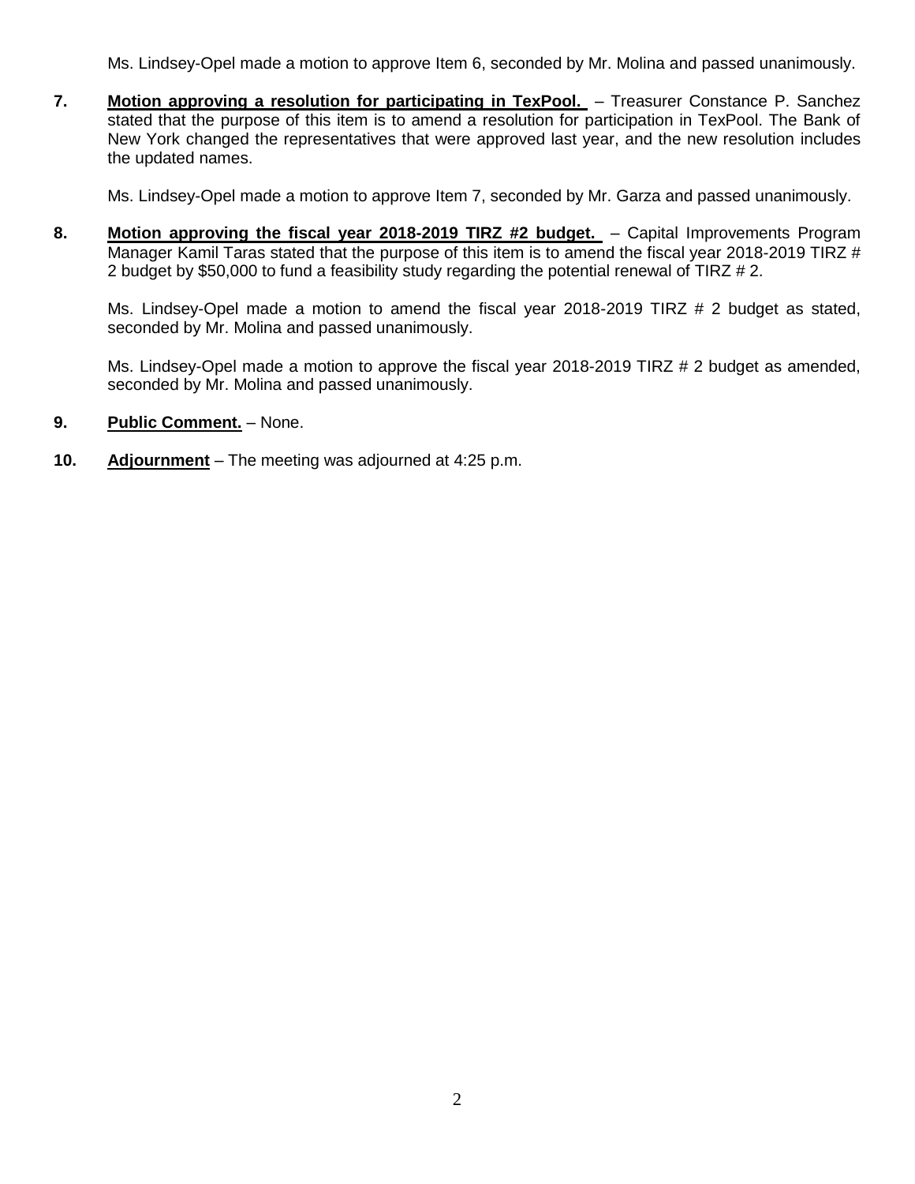Ms. Lindsey-Opel made a motion to approve Item 6, seconded by Mr. Molina and passed unanimously.

**7. Motion approving a resolution for participating in TexPool.** – Treasurer Constance P. Sanchez stated that the purpose of this item is to amend a resolution for participation in TexPool. The Bank of New York changed the representatives that were approved last year, and the new resolution includes the updated names.

Ms. Lindsey-Opel made a motion to approve Item 7, seconded by Mr. Garza and passed unanimously.

**8. Motion approving the fiscal year 2018-2019 TIRZ #2 budget.** – Capital Improvements Program Manager Kamil Taras stated that the purpose of this item is to amend the fiscal year 2018-2019 TIRZ # 2 budget by $50,000 to fund a feasibility study regarding the potential renewal of TIRZ # 2.

Ms. Lindsey-Opel made a motion to amend the fiscal year 2018-2019 TIRZ # 2 budget as stated, seconded by Mr. Molina and passed unanimously.

Ms. Lindsey-Opel made a motion to approve the fiscal year 2018-2019 TIRZ # 2 budget as amended, seconded by Mr. Molina and passed unanimously.

**9. Public Comment.** – None.

**10. Adjournment** – The meeting was adjourned at 4:25 p.m.